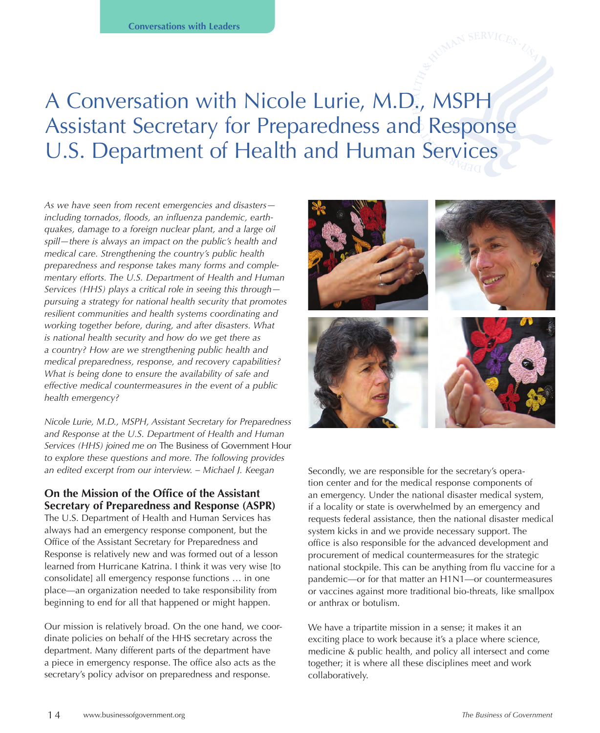# A Conversation with Nicole Lurie, M.D., MSPH Assistant Secretary for Preparedness and Response U.S. Department of Health and Human Services

*As we have seen from recent emergencies and disasters—including tornados, floods, an influenza pandemic, earthquakes, damage to a foreign nuclear plant, and a large oil spill—there is always an impact on the public's health and medical care. Strengthening the country's public health preparedness and response takes many forms and complementary efforts. The U.S. Department of Health and Human Services (HHS) plays a critical role in seeing this through—pursuing a strategy for national health security that promotes resilient communities and health systems coordinating and working together before, during, and after disasters. What is national health security and how do we get there as a country? How are we strengthening public health and medical preparedness, response, and recovery capabilities? What is being done to ensure the availability of safe and effective medical countermeasures in the event of a public health emergency?*

*Nicole Lurie, M.D., MSPH, Assistant Secretary for Preparedness and Response at the U.S. Department of Health and Human Services (HHS) joined me on* The Business of Government Hour *to explore these questions and more. The following provides an edited excerpt from our interview. – Michael J. Keegan*

### On the Mission of the Office of the Assistant Secretary of Preparedness and Response (ASPR)

The U.S. Department of Health and Human Services has always had an emergency response component, but the Office of the Assistant Secretary for Preparedness and Response is relatively new and was formed out of a lesson learned from Hurricane Katrina. I think it was very wise [to consolidate] all emergency response functions … in one place—an organization needed to take responsibility from beginning to end for all that happened or might happen.

Our mission is relatively broad. On the one hand, we coordinate policies on behalf of the HHS secretary across the department. Many different parts of the department have a piece in emergency response. The office also acts as the secretary's policy advisor on preparedness and response.

Secondly, we are responsible for the secretary's operation center and for the medical response components of an emergency. Under the national disaster medical system, if a locality or state is overwhelmed by an emergency and requests federal assistance, then the national disaster medical system kicks in and we provide necessary support. The office is also responsible for the advanced development and procurement of medical countermeasures for the strategic national stockpile. This can be anything from flu vaccine for a pandemic—or for that matter an H1N1—or countermeasures or vaccines against more traditional bio-threats, like smallpox or anthrax or botulism.

We have a tripartite mission in a sense; it makes it an exciting place to work because it's a place where science, medicine & public health, and policy all intersect and come together; it is where all these disciplines meet and work collaboratively.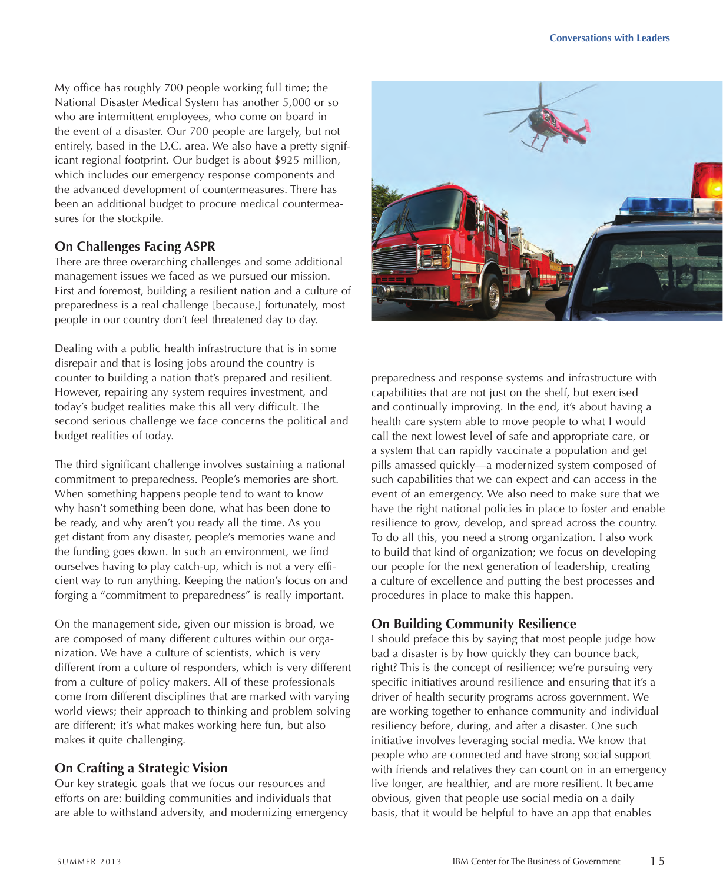My office has roughly 700 people working full time; the National Disaster Medical System has another 5,000 or so who are intermittent employees, who come on board in the event of a disaster. Our 700 people are largely, but not entirely, based in the D.C. area. We also have a pretty significant regional footprint. Our budget is about $925 million, which includes our emergency response components and the advanced development of countermeasures. There has been an additional budget to procure medical countermeasures for the stockpile.

## On Challenges Facing ASPR

There are three overarching challenges and some additional management issues we faced as we pursued our mission. First and foremost, building a resilient nation and a culture of preparedness is a real challenge [because,] fortunately, most people in our country don't feel threatened day to day.

Dealing with a public health infrastructure that is in some disrepair and that is losing jobs around the country is counter to building a nation that's prepared and resilient. However, repairing any system requires investment, and today's budget realities make this all very difficult. The second serious challenge we face concerns the political and budget realities of today.

The third significant challenge involves sustaining a national commitment to preparedness. People's memories are short. When something happens people tend to want to know why hasn't something been done, what has been done to be ready, and why aren't you ready all the time. As you get distant from any disaster, people's memories wane and the funding goes down. In such an environment, we find ourselves having to play catch-up, which is not a very efficient way to run anything. Keeping the nation's focus on and forging a "commitment to preparedness" is really important.

On the management side, given our mission is broad, we are composed of many different cultures within our organization. We have a culture of scientists, which is very different from a culture of responders, which is very different from a culture of policy makers. All of these professionals come from different disciplines that are marked with varying world views; their approach to thinking and problem solving are different; it's what makes working here fun, but also makes it quite challenging.

## On Crafting a Strategic Vision

Our key strategic goals that we focus our resources and efforts on are: building communities and individuals that are able to withstand adversity, and modernizing emergency preparedness and response systems and infrastructure with capabilities that are not just on the shelf, but exercised and continually improving. In the end, it's about having a health care system able to move people to what I would call the next lowest level of safe and appropriate care, or a system that can rapidly vaccinate a population and get pills amassed quickly—a modernized system composed of such capabilities that we can expect and can access in the event of an emergency. We also need to make sure that we have the right national policies in place to foster and enable resilience to grow, develop, and spread across the country. To do all this, you need a strong organization. I also work to build that kind of organization; we focus on developing our people for the next generation of leadership, creating a culture of excellence and putting the best processes and procedures in place to make this happen.

## On Building Community Resilience

I should preface this by saying that most people judge how bad a disaster is by how quickly they can bounce back, right? This is the concept of resilience; we're pursuing very specific initiatives around resilience and ensuring that it's a driver of health security programs across government. We are working together to enhance community and individual resiliency before, during, and after a disaster. One such initiative involves leveraging social media. We know that people who are connected and have strong social support with friends and relatives they can count on in an emergency live longer, are healthier, and are more resilient. It became obvious, given that people use social media on a daily basis, that it would be helpful to have an app that enables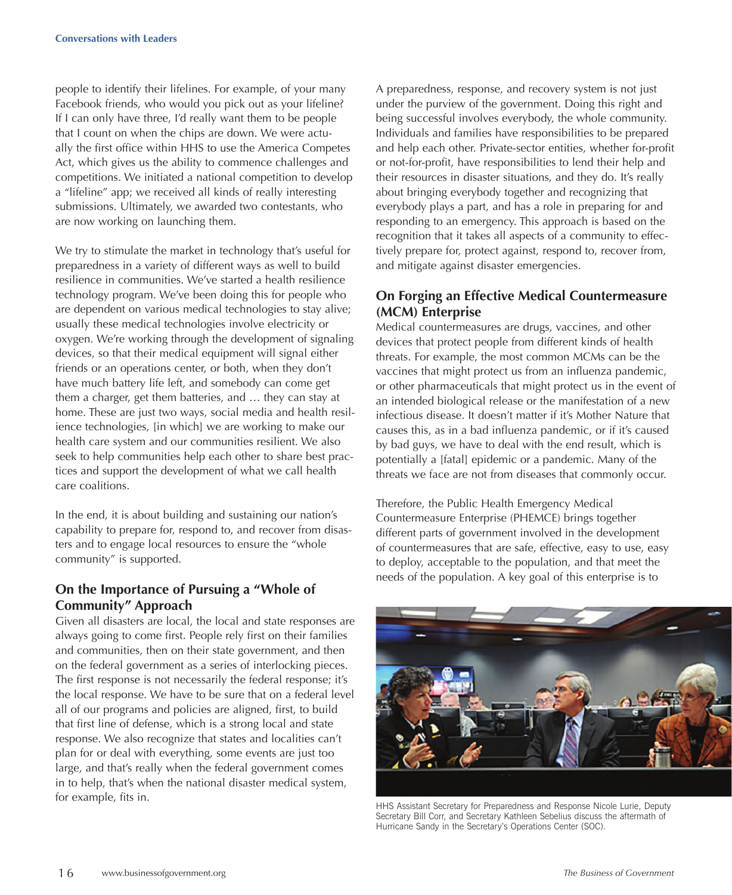people to identify their lifelines. For example, of your many Facebook friends, who would you pick out as your lifeline? If I can only have three, I'd really want them to be people that I count on when the chips are down. We were actually the first office within HHS to use the America Competes Act, which gives us the ability to commence challenges and competitions. We initiated a national competition to develop a "lifeline" app; we received all kinds of really interesting submissions. Ultimately, we awarded two contestants, who are now working on launching them.

We try to stimulate the market in technology that's useful for preparedness in a variety of different ways as well to build resilience in communities. We've started a health resilience technology program. We've been doing this for people who are dependent on various medical technologies to stay alive; usually these medical technologies involve electricity or oxygen. We're working through the development of signaling devices, so that their medical equipment will signal either friends or an operations center, or both, when they don't have much battery life left, and somebody can come get them a charger, get them batteries, and … they can stay at home. These are just two ways, social media and health resilience technologies, [in which] we are working to make our health care system and our communities resilient. We also seek to help communities help each other to share best practices and support the development of what we call health care coalitions.

In the end, it is about building and sustaining our nation's capability to prepare for, respond to, and recover from disasters and to engage local resources to ensure the "whole community" is supported.

## On the Importance of Pursuing a "Whole of Community" Approach

Given all disasters are local, the local and state responses are always going to come first. People rely first on their families and communities, then on their state government, and then on the federal government as a series of interlocking pieces. The first response is not necessarily the federal response; it's the local response. We have to be sure that on a federal level all of our programs and policies are aligned, first, to build that first line of defense, which is a strong local and state response. We also recognize that states and localities can't plan for or deal with everything, some events are just too large, and that's really when the federal government comes in to help, that's when the national disaster medical system, for example, fits in.

A preparedness, response, and recovery system is not just under the purview of the government. Doing this right and being successful involves everybody, the whole community. Individuals and families have responsibilities to be prepared and help each other. Private-sector entities, whether for-profit or not-for-profit, have responsibilities to lend their help and their resources in disaster situations, and they do. It's really about bringing everybody together and recognizing that everybody plays a part, and has a role in preparing for and responding to an emergency. This approach is based on the recognition that it takes all aspects of a community to effectively prepare for, protect against, respond to, recover from, and mitigate against disaster emergencies.

## On Forging an Effective Medical Countermeasure (MCM) Enterprise

Medical countermeasures are drugs, vaccines, and other devices that protect people from different kinds of health threats. For example, the most common MCMs can be the vaccines that might protect us from an influenza pandemic, or other pharmaceuticals that might protect us in the event of an intended biological release or the manifestation of a new infectious disease. It doesn't matter if it's Mother Nature that causes this, as in a bad influenza pandemic, or if it's caused by bad guys, we have to deal with the end result, which is potentially a [fatal] epidemic or a pandemic. Many of the threats we face are not from diseases that commonly occur.

Therefore, the Public Health Emergency Medical Countermeasure Enterprise (PHEMCE) brings together different parts of government involved in the development of countermeasures that are safe, effective, easy to use, easy to deploy, acceptable to the population, and that meet the needs of the population. A key goal of this enterprise is to

HHS Assistant Secretary for Preparedness and Response Nicole Lurie, Deputy Secretary Bill Corr, and Secretary Kathleen Sebelius discuss the aftermath of Hurricane Sandy in the Secretary's Operations Center (SOC).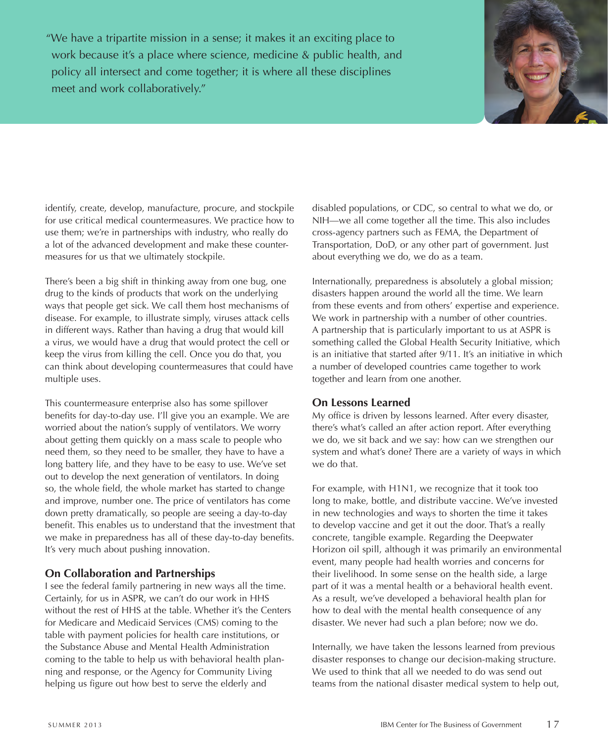> "We have a tripartite mission in a sense; it makes it an exciting place to work because it's a place where science, medicine & public health, and policy all intersect and come together; it is where all these disciplines meet and work collaboratively."

identify, create, develop, manufacture, procure, and stockpile for use critical medical countermeasures. We practice how to use them; we're in partnerships with industry, who really do a lot of the advanced development and make these countermeasures for us that we ultimately stockpile.

There's been a big shift in thinking away from one bug, one drug to the kinds of products that work on the underlying ways that people get sick. We call them host mechanisms of disease. For example, to illustrate simply, viruses attack cells in different ways. Rather than having a drug that would kill a virus, we would have a drug that would protect the cell or keep the virus from killing the cell. Once you do that, you can think about developing countermeasures that could have multiple uses.

This countermeasure enterprise also has some spillover benefits for day-to-day use. I'll give you an example. We are worried about the nation's supply of ventilators. We worry about getting them quickly on a mass scale to people who need them, so they need to be smaller, they have to have a long battery life, and they have to be easy to use. We've set out to develop the next generation of ventilators. In doing so, the whole field, the whole market has started to change and improve, number one. The price of ventilators has come down pretty dramatically, so people are seeing a day-to-day benefit. This enables us to understand that the investment that we make in preparedness has all of these day-to-day benefits. It's very much about pushing innovation.

### On Collaboration and Partnerships

I see the federal family partnering in new ways all the time. Certainly, for us in ASPR, we can't do our work in HHS without the rest of HHS at the table. Whether it's the Centers for Medicare and Medicaid Services (CMS) coming to the table with payment policies for health care institutions, or the Substance Abuse and Mental Health Administration coming to the table to help us with behavioral health planning and response, or the Agency for Community Living helping us figure out how best to serve the elderly and disabled populations, or CDC, so central to what we do, or NIH—we all come together all the time. This also includes cross-agency partners such as FEMA, the Department of Transportation, DoD, or any other part of government. Just about everything we do, we do as a team.

Internationally, preparedness is absolutely a global mission; disasters happen around the world all the time. We learn from these events and from others' expertise and experience. We work in partnership with a number of other countries. A partnership that is particularly important to us at ASPR is something called the Global Health Security Initiative, which is an initiative that started after 9/11. It's an initiative in which a number of developed countries came together to work together and learn from one another.

### On Lessons Learned

My office is driven by lessons learned. After every disaster, there's what's called an after action report. After everything we do, we sit back and we say: how can we strengthen our system and what's done? There are a variety of ways in which we do that.

For example, with H1N1, we recognize that it took too long to make, bottle, and distribute vaccine. We've invested in new technologies and ways to shorten the time it takes to develop vaccine and get it out the door. That's a really concrete, tangible example. Regarding the Deepwater Horizon oil spill, although it was primarily an environmental event, many people had health worries and concerns for their livelihood. In some sense on the health side, a large part of it was a mental health or a behavioral health event. As a result, we've developed a behavioral health plan for how to deal with the mental health consequence of any disaster. We never had such a plan before; now we do.

Internally, we have taken the lessons learned from previous disaster responses to change our decision-making structure. We used to think that all we needed to do was send out teams from the national disaster medical system to help out,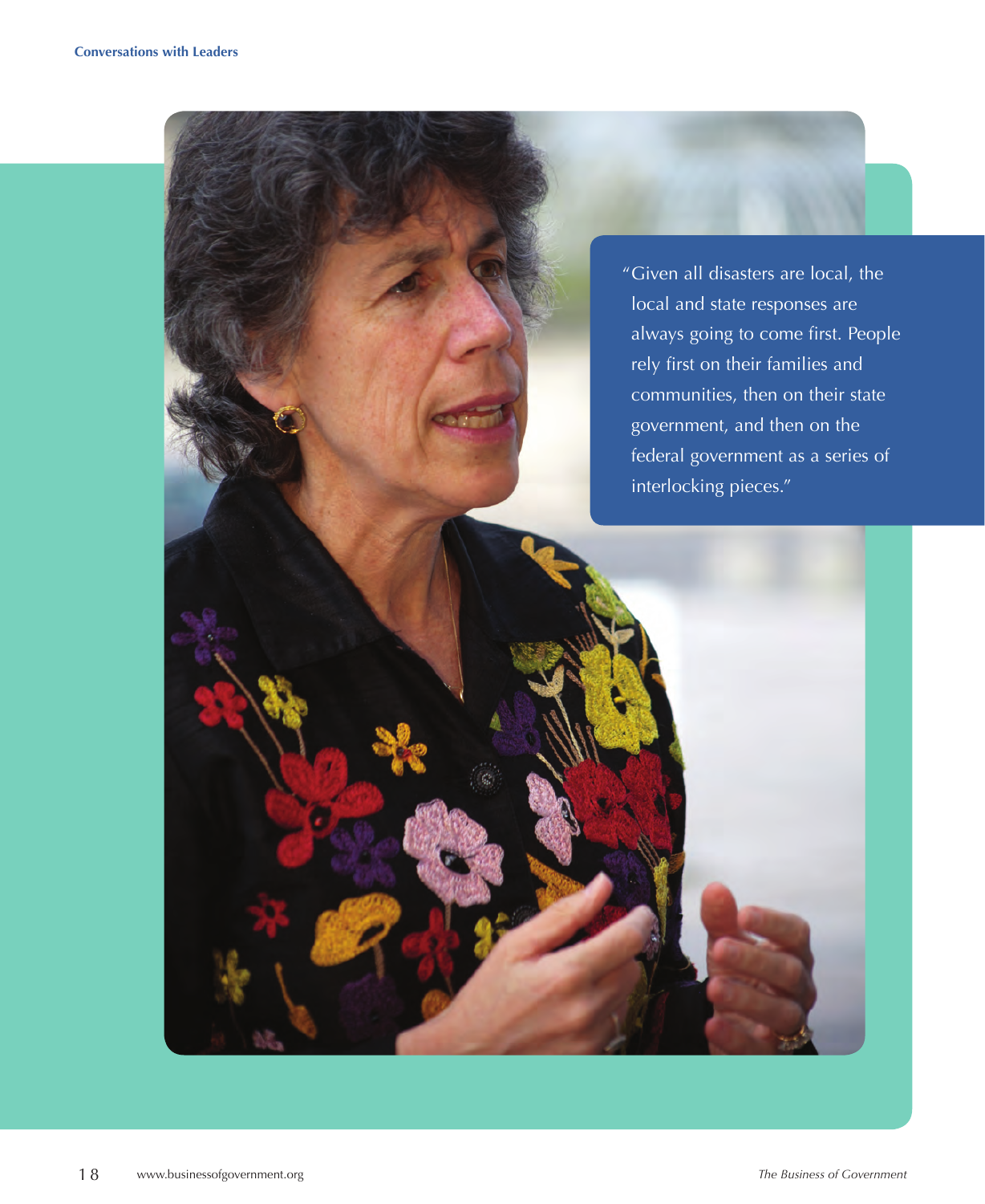"Given all disasters are local, the local and state responses are always going to come first. People rely first on their families and communities, then on their state government, and then on the federal government as a series of interlocking pieces."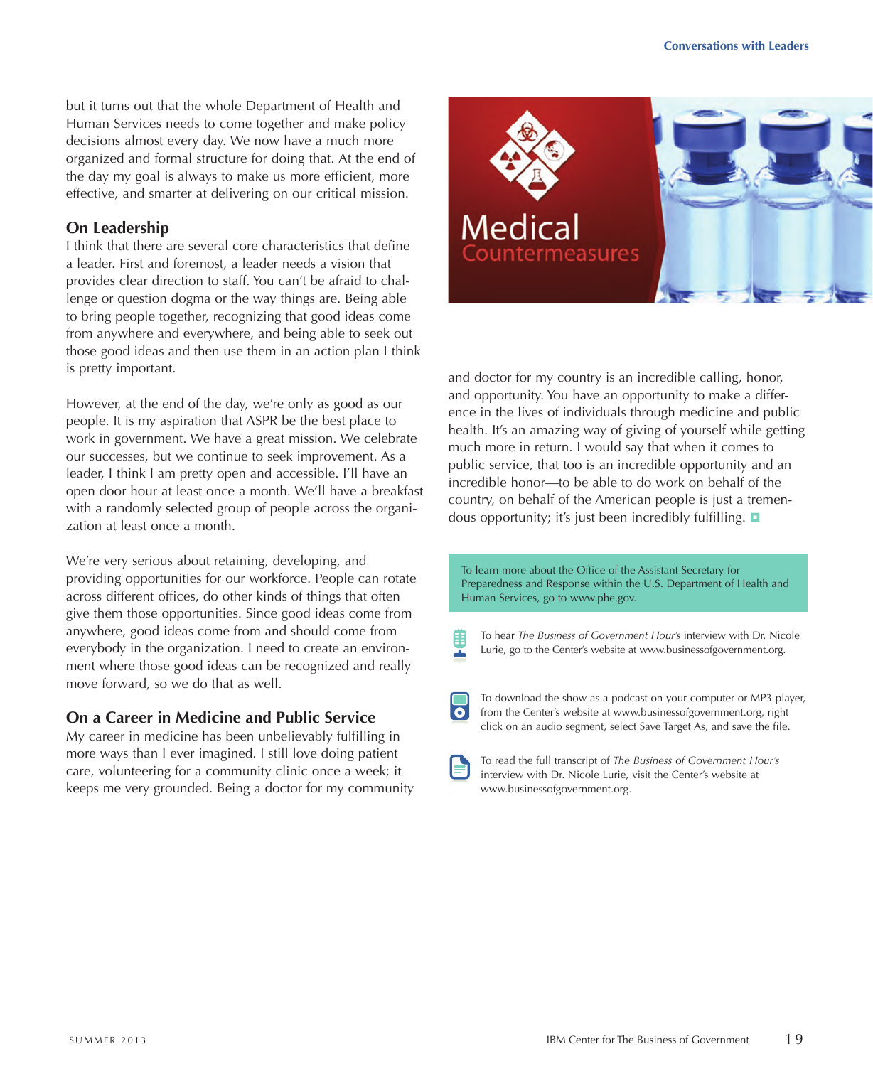but it turns out that the whole Department of Health and Human Services needs to come together and make policy decisions almost every day. We now have a much more organized and formal structure for doing that. At the end of the day my goal is always to make us more efficient, more effective, and smarter at delivering on our critical mission.

## On Leadership

I think that there are several core characteristics that define a leader. First and foremost, a leader needs a vision that provides clear direction to staff. You can't be afraid to challenge or question dogma or the way things are. Being able to bring people together, recognizing that good ideas come from anywhere and everywhere, and being able to seek out those good ideas and then use them in an action plan I think is pretty important.

However, at the end of the day, we're only as good as our people. It is my aspiration that ASPR be the best place to work in government. We have a great mission. We celebrate our successes, but we continue to seek improvement. As a leader, I think I am pretty open and accessible. I'll have an open door hour at least once a month. We'll have a breakfast with a randomly selected group of people across the organization at least once a month.

We're very serious about retaining, developing, and providing opportunities for our workforce. People can rotate across different offices, do other kinds of things that often give them those opportunities. Since good ideas come from anywhere, good ideas come from and should come from everybody in the organization. I need to create an environment where those good ideas can be recognized and really move forward, so we do that as well.

## On a Career in Medicine and Public Service

My career in medicine has been unbelievably fulfilling in more ways than I ever imagined. I still love doing patient care, volunteering for a community clinic once a week; it keeps me very grounded. Being a doctor for my community and doctor for my country is an incredible calling, honor, and opportunity. You have an opportunity to make a difference in the lives of individuals through medicine and public health. It's an amazing way of giving of yourself while getting much more in return. I would say that when it comes to public service, that too is an incredible opportunity and an incredible honor—to be able to do work on behalf of the country, on behalf of the American people is just a tremendous opportunity; it's just been incredibly fulfilling.

Medical Countermeasures

To learn more about the Office of the Assistant Secretary for Preparedness and Response within the U.S. Department of Health and Human Services, go to www.phe.gov.

To hear *The Business of Government Hour's* interview with Dr. Nicole Lurie, go to the Center's website at www.businessofgovernment.org.

To download the show as a podcast on your computer or MP3 player, from the Center's website at www.businessofgovernment.org, right click on an audio segment, select Save Target As, and save the file.

To read the full transcript of *The Business of Government Hour's* interview with Dr. Nicole Lurie, visit the Center's website at www.businessofgovernment.org.